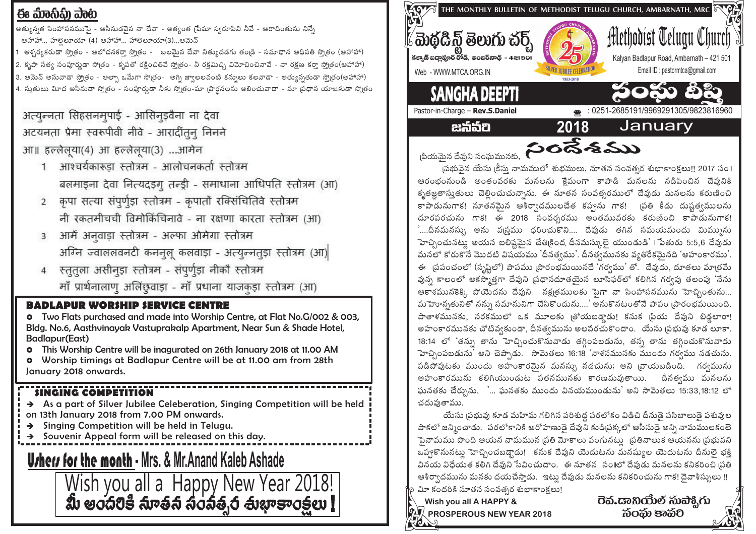## ఈ మాసపు పాట

అత్యున్నత సింహాసనముపై - ఆసీనుడవైన నా దేవా - అత్యంత ప్రేమ స్వరూపివి నీవే - ఆరాధింతును నిన్నే
ఆహాహా... హల్లెలూయా (4) ఆహాహా... హలెలూయా(3)...ఆమెన్

1. ఆశ్చర్యకరుడా స్తోత్రం - ఆలోచనకర్తా స్తోత్రం - బలమైన దేవా నిత్యుడగు తండ్రి - సమాధాన అధిపతి స్తోత్రం (ఆహాహా)
2. కృపా సత్య సంపూర్ణుడా స్తోత్రం - కృపతో రక్షించితివే స్తోత్రం- నీ రక్తమిచ్చి విమోచించినావే - నా రక్షణ కర్తా స్తోత్రం(ఆహాహా)
3. ఆమెన్ అనువాడా స్తోత్రం - అల్ఫా ఒమేగా సోత్రం- అగ్ని జ్వాలలవంటి కన్నులు కలవాడా - అత్యున్నతుడా స్తోత్రం(ఆహాహా)
4. స్తుతుల మీద అసీనుడా స్తోత్రం - సంపూర్ణుడా నీకు స్తోత్రం-మా ప్రార్థనలను అలించువాడా - మా ప్రధాన యాజకుడా స్తోత్రం

अत्युन्नता सिहसनमुपाई - आसिनुड़वैना ना देवा
अटयनता प्रेमा स्वरूपीवी नीवे - आरादींतुनु निनने
आ॥ हल्लेलूया(4) आ हल्लेलूया(3) ...आमेन

1. आश्चर्यकारुड़ा स्तोत्रम - आलोचनकर्ता स्तोत्रम
   बलमाइना देवा नित्यदड़गु तन्द्री - समाधाना आधिपति स्तोत्रम (आ)
2. कृपा सत्या संपुर्णुड़ा स्तोत्रम - कृपातों रक्सिंचितिवे स्तोत्रम
   नी रकतमीचची विमोकिंचिनावे - ना रक्षणा कारता स्तोत्रम (आ)
3. आमें अनुवाड़ा स्तोत्रम - अल्फा ओमेगा स्तोत्रम
   अग्नि ज्वाललवनटी कननुलू कलवाड़ा - अत्युन्नतुड़ा स्तोत्रम (आ)
4. स्तुतुला असीनुड़ा स्तोत्रम - संपुर्णुड़ा नीकौ स्तोत्रम
   माँ प्रार्थनालाणु अलिंछुवाड़ा - माँ प्रधाना याजकुड़ा स्तोत्रम (आ)

### BADLAPUR WORSHIP SERVICE CENTRE

- Two Flats purchased and made into Worship Centre, at Flat No.G/002 & 003, Bldg. No.6, Aasthvinayak Vastuprakalp Apartment, Near Sun & Shade Hotel, Badlapur(East)
- This Worship Centre will be inagurated on 26th January 2018 at 11.00 AM
- Worship timings at Badlapur Centre will be at 11.00 am from 28th January 2018 onwards.

### SINGING COMPETITION

- As a part of Silver Jubilee Celeberation, Singing Competition will be held on 13th January 2018 from 7.00 PM onwards.
- Singing Competition will be held in Telugu.
- Souvenir Appeal form will be released on this day.

**Ushers for the month - Mrs. & Mr.Anand Kaleb Ashade**

**Wish you all a Happy New Year 2018!**
**మీ అందరికీ నూతన సంవత్సర శుభాకాంక్షలు !**

THE MONTHLY BULLETIN OF METHODIST TELUGU CHURCH, AMBARNATH, MRC

# మెథడిస్ట్ తెలుగు చర్చ్ / Methodist Telugu Church

కళ్యాణ్ బద్లాపూర్ రోడ్, అంబర్‌నాథ్ - 421501
Kalyan Badlapur Road, Ambarnath – 421 501

SILVER JUBILEE CELEBRATION 1993-2018

Web - WWW.MTCA.ORG.IN
Email ID : pastormtca@gmail.com

# SANGHA DEEPTI — సంఘ దీప్తి

Pastor-in-Charge – **Rev.S.Daniel**
☎ : 0251-2685191/9969291305/9823816960

**జనవరి 2018 January**

## సందేశము

ప్రియమైన దేవుని సంఘమునకు,

ప్రభువైన యేసు క్రీస్తు నామములో శుభములు, నూతన సంవత్సర శుభాకాంక్షలు!! 2017 సం॥ ఆరంభంనుండి అంతంవరకు మనలను క్షేమంగా కాపాడి మనలను నడిపించిన దేవునికి కృతజ్ఞతాస్తుతులు చెల్లించుచున్నాను. ఈ నూతన సంవత్సరములో దేవుడు మనలను కరుణించి కాపాడునుగాక! నూతనమైన ఆశీర్వాదములచేత కప్పను గాక! ప్రతి కీడు దుష్టత్వములను దూరపరచును గాక! ఈ 2018 సంవత్సరము అంతమువరకు కరుణించి కాపాడునుగాక! '....దీనమనస్సు అను వస్త్రము ధరించుకొని.... దేవుడు తగిన సమయమందు మిమ్మును హెచ్చించునట్లు ఆయన బలిష్టమైన చేతిక్రింద, దీనమనస్కులై యుండుడి' । పేతురు 5:5,6 దేవుడు మనలో కోరుకొనే మొదటి విషయము 'దీనత్వము'. దీనత్వమునకు వ్యతిరేకమైనది 'అహంకారము'. ఈ ప్రపంచంలో (సృష్టిలో) పాపము ప్రారంభమయినదే 'గర్వము' తో. దేవుడు, దూతలు మాత్రమే వున్న కాలంలో అకస్మాత్తుగా దేవుని ప్రధానదూతయైన లూసిఫర్‌లో కలిగిన గర్వపు తలంపు 'నేను ఆకాశమునకెక్కి, పొయెదను దేవుని నక్షత్రములకు పైగా నా సింహాసనమును హెచ్చింతును... మహోన్నతునితో నన్ను సమానునిగా చేసికొందును....' అనుకొనటంతోనే పాపం ప్రారంభమయింది. పాతాళమునకు, నరకములో ఒక మూలకు త్రోయబడ్డాడు! కనుక ప్రియ దేవుని బిడ్డలారా! అహంకారమునకు చోటివ్వకుండా, దీనత్వమును అలవరచుకొందాం. యేసు ప్రభువు కూడ లూకా. 18:14 లో 'తన్ను తాను హెచ్చించుకొనువాడు తగ్గింపబడును, తన్ను తాను తగ్గించుకొనువాడు హెచ్చింపబడును' అని చెప్పాడు. సామెతలు 16:18 'నాశనమునకు ముందు గర్వము నడచును. పడిపోవుటకు ముందు అహంకారమైన మనస్సు నడచును; అని వ్రాయబడింది. గర్వమును అహంకారమును కలిగియుండుట పతనమునకు కారణమవుతాయి. దీనత్వము మనలను ఘనతకు చేర్చును. '... ఘనతకు ముందు వినయముండును' అని సామెతలు 15:33,18:12 లో చదువుతాము.

యేసు ప్రభువు కూడ మహిమ గలిగిన పరిశుద్ధ పరలోకం విడిచి దీనుడై పసిబాలుడై పశువుల పాకలో జన్మించాడు. పరలోకానికి ఆరోహణుడై దేవుని కుడిప్రక్కలో ఆసీనుడై అన్ని నామములకంటె పైనామము పొంది ఆయన నామమున ప్రతి మోకాలు వంగునట్లు ప్రతినాలుక ఆయనను ప్రభువని ఒప్పుకొనునట్లు హెచ్చించబడ్డాడు! కనుక దేవుని యెదుటను మనుష్యుల యెదుటను దీనులై భక్తి వినయ విధేయత కలిగి దేవుని సేవించుదాం. ఈ నూతన సం॥లో దేవుడు మనలను కనికరించి ప్రతి ఆశీర్వాదమును మనకు దయచేస్తాడు. ఇట్లు దేవుడు మనలను కనికరించును గాక! దైవాశీస్సులు !! మీ కందరికి నూతన సంవత్సర శుభాకాంక్షలు!

Wish you all A HAPPY & PROSPEROUS NEW YEAR 2018

రెవ.డానియేల్ సుప్పోగు
సంఘ కాపరి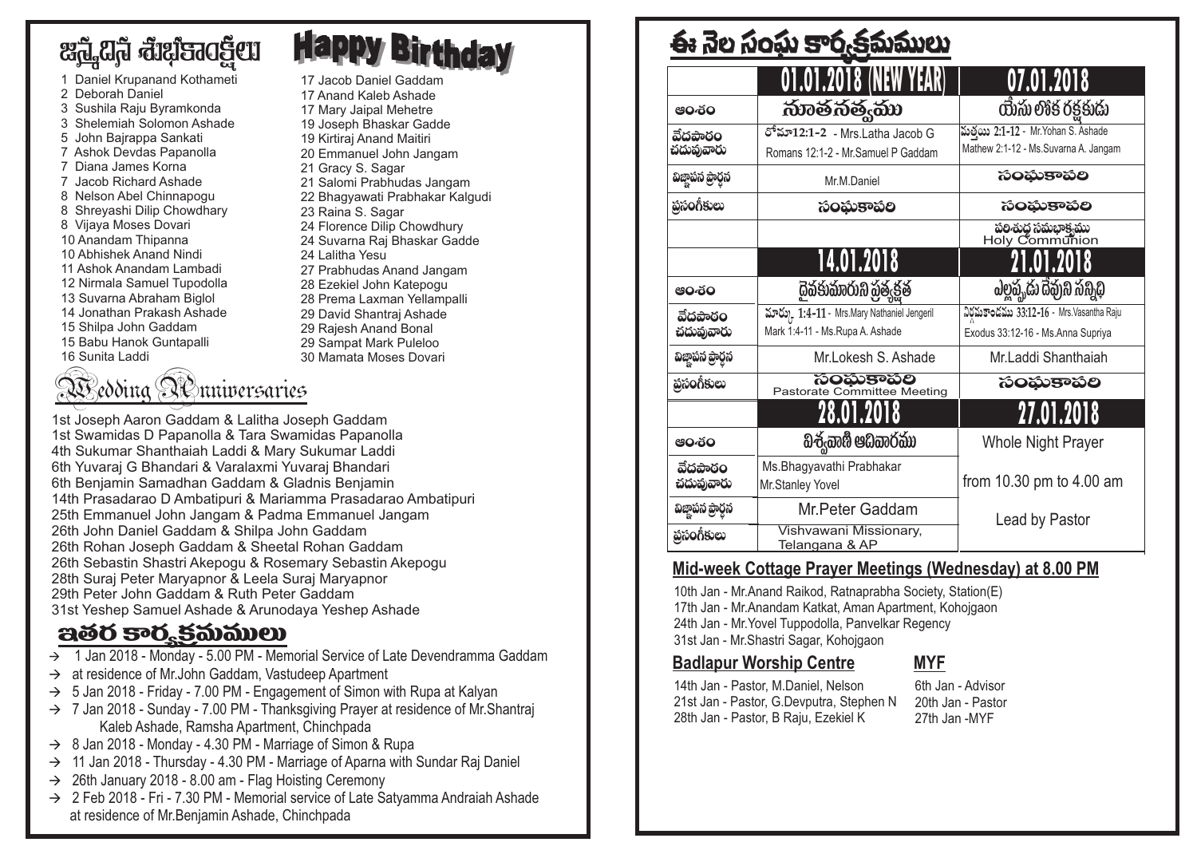# జన్మదిన శుభాకాంక్షలు Happy Birthday

1 Daniel Krupanand Kothameti
2 Deborah Daniel
3 Sushila Raju Byramkonda
3 Shelemiah Solomon Ashade
5 John Bajrappa Sankati
7 Ashok Devdas Papanolla
7 Diana James Korna
7 Jacob Richard Ashade
8 Nelson Abel Chinnapogu
8 Shreyashi Dilip Chowdhary
8 Vijaya Moses Dovari
10 Anandam Thipanna
10 Abhishek Anand Nindi
11 Ashok Anandam Lambadi
12 Nirmala Samuel Tupodolla
13 Suvarna Abraham Biglol
14 Jonathan Prakash Ashade
15 Shilpa John Gaddam
15 Babu Hanok Guntapalli
16 Sunita Laddi
17 Jacob Daniel Gaddam
17 Anand Kaleb Ashade
17 Mary Jaipal Mehetre
19 Joseph Bhaskar Gadde
19 Kirtiraj Anand Maitiri
20 Emmanuel John Jangam
21 Gracy S. Sagar
21 Salomi Prabhudas Jangam
22 Bhagyawati Prabhakar Kalgudi
23 Raina S. Sagar
24 Florence Dilip Chowdhury
24 Suvarna Raj Bhaskar Gadde
24 Lalitha Yesu
27 Prabhudas Anand Jangam
28 Ezekiel John Katepogu
28 Prema Laxman Yellampalli
29 David Shantraj Ashade
29 Rajesh Anand Bonal
29 Sampat Mark Puleloo
30 Mamata Moses Dovari

## Wedding Anniversaries

1st Joseph Aaron Gaddam & Lalitha Joseph Gaddam
1st Swamidas D Papanolla & Tara Swamidas Papanolla
4th Sukumar Shanthaiah Laddi & Mary Sukumar Laddi
6th Yuvaraj G Bhandari & Varalaxmi Yuvaraj Bhandari
6th Benjamin Samadhan Gaddam & Gladnis Benjamin
14th Prasadarao D Ambatipuri & Mariamma Prasadarao Ambatipuri
25th Emmanuel John Jangam & Padma Emmanuel Jangam
26th John Daniel Gaddam & Shilpa John Gaddam
26th Rohan Joseph Gaddam & Sheetal Rohan Gaddam
26th Sebastin Shastri Akepogu & Rosemary Sebastin Akepogu
28th Suraj Peter Maryapnor & Leela Suraj Maryapnor
29th Peter John Gaddam & Ruth Peter Gaddam
31st Yeshep Samuel Ashade & Arunodaya Yeshep Ashade

## ఇతర కార్యక్రమములు

- → 1 Jan 2018 - Monday - 5.00 PM - Memorial Service of Late Devendramma Gaddam
- → at residence of Mr.John Gaddam, Vastudeep Apartment
- → 5 Jan 2018 - Friday - 7.00 PM - Engagement of Simon with Rupa at Kalyan
- → 7 Jan 2018 - Sunday - 7.00 PM - Thanksgiving Prayer at residence of Mr.Shantraj Kaleb Ashade, Ramsha Apartment, Chinchpada
- → 8 Jan 2018 - Monday - 4.30 PM - Marriage of Simon & Rupa
- → 11 Jan 2018 - Thursday - 4.30 PM - Marriage of Aparna with Sundar Raj Daniel
- → 26th January 2018 - 8.00 am - Flag Hoisting Ceremony
- → 2 Feb 2018 - Fri - 7.30 PM - Memorial service of Late Satyamma Andraiah Ashade at residence of Mr.Benjamin Ashade, Chinchpada

# ఈ నెల సంఘ కార్యక్రమములు

| | 01.01.2018 (NEW YEAR) | 07.01.2018 |
|---|---|---|
| ఆంశం | నూతనత్వము | యేసు లోక రక్షకుడు |
| వేదపాఠం చదువువారు | రోమా12:1-2 - Mrs.Latha Jacob G<br>Romans 12:1-2 - Mr.Samuel P Gaddam | మత్తయి 2:1-12 - Mr.Yohan S. Ashade<br>Mathew 2:1-12 - Ms.Suvarna A. Jangam |
| విజ్ఞాపన ప్రార్థన | Mr.M.Daniel | సంఘకాపరి |
| ప్రసంగీకులు | సంఘకాపరి | సంఘకాపరి |
| | | పరిశుద్ధ సమభాక్తము Holy Communion |
| | **14.01.2018** | **21.01.2018** |
| ఆంశం | దైవకుమారుని ప్రత్యక్షత | ఎల్లప్పుడు దేవుని సన్నిధి |
| వేదపాఠం చదువువారు | మార్కు 1:4-11 - Mrs.Mary Nathaniel Jengeril<br>Mark 1:4-11 - Ms.Rupa A. Ashade | నిర్గమకాండము 33:12-16 - Mrs.Vasantha Raju<br>Exodus 33:12-16 - Ms.Anna Supriya |
| విజ్ఞాపన ప్రార్థన | Mr.Lokesh S. Ashade | Mr.Laddi Shanthaiah |
| ప్రసంగీకులు | సంఘకాపరి<br>Pastorate Committee Meeting | సంఘకాపరి |
| | **28.01.2018** | **27.01.2018** |
| ఆంశం | విశ్వవాణి ఆదివారము | Whole Night Prayer |
| వేదపాఠం చదువువారు | Ms.Bhagyavathi Prabhakar<br>Mr.Stanley Yovel | from 10.30 pm to 4.00 am |
| విజ్ఞాపన ప్రార్థన | Mr.Peter Gaddam | Lead by Pastor |
| ప్రసంగీకులు | Vishvawani Missionary, Telangana & AP | |

## Mid-week Cottage Prayer Meetings (Wednesday) at 8.00 PM

10th Jan - Mr.Anand Raikod, Ratnaprabha Society, Station(E)
17th Jan - Mr.Anandam Katkat, Aman Apartment, Kohojgaon
24th Jan - Mr.Yovel Tuppodolla, Panvelkar Regency
31st Jan - Mr.Shastri Sagar, Kohojgaon

## Badlapur Worship Centre

14th Jan - Pastor, M.Daniel, Nelson
21st Jan - Pastor, G.Devputra, Stephen N
28th Jan - Pastor, B Raju, Ezekiel K

## MYF

6th Jan - Advisor
20th Jan - Pastor
27th Jan -MYF